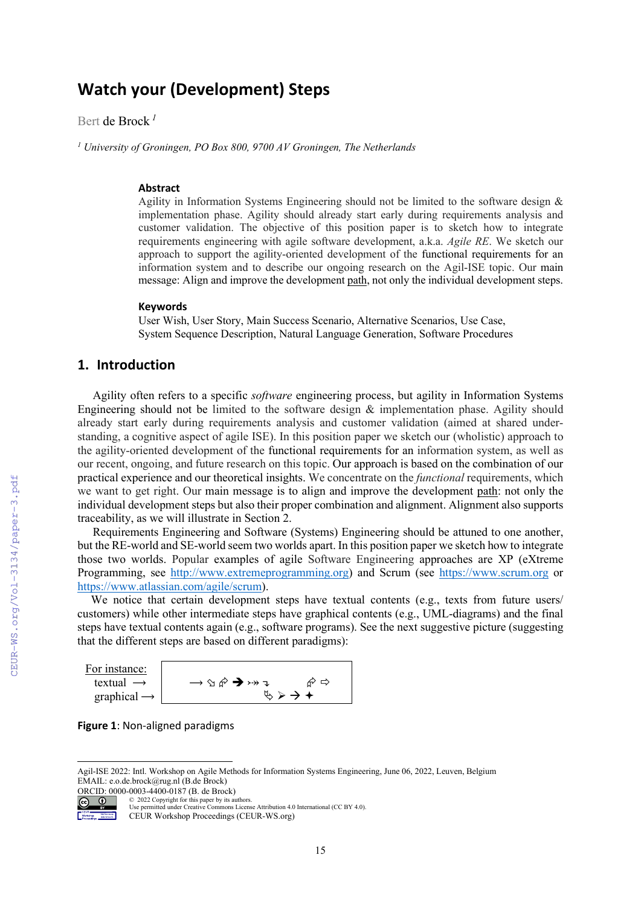// Figure 1 content approximated — treat arrow symbols as approximate
# Watch your (Development) Steps

Bert de Brock [1]

[1] *University of Groningen, PO Box 800, 9700 AV Groningen, The Netherlands*

### Abstract

Agility in Information Systems Engineering should not be limited to the software design & implementation phase. Agility should already start early during requirements analysis and customer validation. The objective of this position paper is to sketch how to integrate requirements engineering with agile software development, a.k.a. *Agile RE*. We sketch our approach to support the agility-oriented development of the functional requirements for an information system and to describe our ongoing research on the Agil-ISE topic. Our main message: Align and improve the development path, not only the individual development steps.

### Keywords

User Wish, User Story, Main Success Scenario, Alternative Scenarios, Use Case, System Sequence Description, Natural Language Generation, Software Procedures

## 1. Introduction

Agility often refers to a specific *software* engineering process, but agility in Information Systems Engineering should not be limited to the software design & implementation phase. Agility should already start early during requirements analysis and customer validation (aimed at shared understanding, a cognitive aspect of agile ISE). In this position paper we sketch our (wholistic) approach to the agility-oriented development of the functional requirements for an information system, as well as our recent, ongoing, and future research on this topic. Our approach is based on the combination of our practical experience and our theoretical insights. We concentrate on the *functional* requirements, which we want to get right. Our main message is to align and improve the development path: not only the individual development steps but also their proper combination and alignment. Alignment also supports traceability, as we will illustrate in Section 2.

Requirements Engineering and Software (Systems) Engineering should be attuned to one another, but the RE-world and SE-world seem two worlds apart. In this position paper we sketch how to integrate those two worlds. Popular examples of agile Software Engineering approaches are XP (eXtreme Programming, see http://www.extremeprogramming.org) and Scrum (see https://www.scrum.org or https://www.atlassian.com/agile/scrum).

We notice that certain development steps have textual contents (e.g., texts from future users/ customers) while other intermediate steps have graphical contents (e.g., UML-diagrams) and the final steps have textual contents again (e.g., software programs). See the next suggestive picture (suggesting that the different steps are based on different paradigms):

For instance:
textual ⟶
graphical ⟶

⟶ ⇘ ⇗ ➔ ↠ ↴ ⇗ ⇨
⇘ ➢ → ✦

**Figure 1**: Non-aligned paradigms

---

Agil-ISE 2022: Intl. Workshop on Agile Methods for Information Systems Engineering, June 06, 2022, Leuven, Belgium
EMAIL: e.o.de.brock@rug.nl (B.de Brock)
ORCID: 0000-0003-4400-0187 (B. de Brock)
© 2022 Copyright for this paper by its authors.
Use permitted under Creative Commons License Attribution 4.0 International (CC BY 4.0).
CEUR Workshop Proceedings (CEUR-WS.org)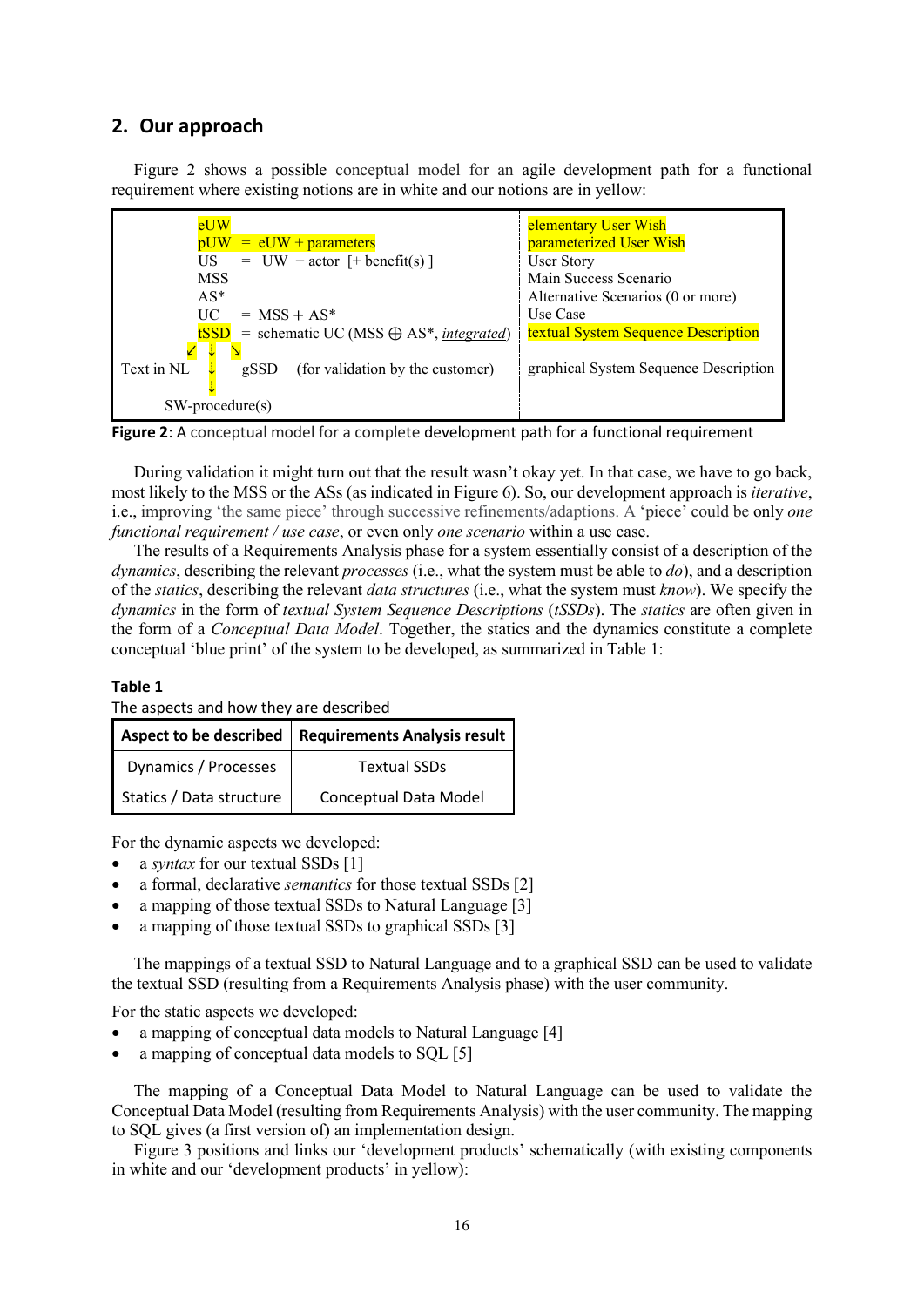## 2. Our approach

Figure 2 shows a possible conceptual model for an agile development path for a functional requirement where existing notions are in white and our notions are in yellow:

| | |
|---|---|
| eUW | elementary User Wish |
| pUW = eUW + parameters | parameterized User Wish |
| US = UW + actor [+ benefit(s) ] | User Story |
| MSS | Main Success Scenario |
| AS* | Alternative Scenarios (0 or more) |
| UC = MSS + AS* | Use Case |
| tSSD = schematic UC (MSS ⊕ AS*, *integrated*) | textual System Sequence Description |
| ↙ ⇣ ↘ | |
| Text in NL ⇣ gSSD (for validation by the customer) | graphical System Sequence Description |
| ⇣ | |
| SW-procedure(s) | |

**Figure 2**: A conceptual model for a complete development path for a functional requirement

During validation it might turn out that the result wasn't okay yet. In that case, we have to go back, most likely to the MSS or the ASs (as indicated in Figure 6). So, our development approach is *iterative*, i.e., improving 'the same piece' through successive refinements/adaptions. A 'piece' could be only *one functional requirement / use case*, or even only *one scenario* within a use case.

The results of a Requirements Analysis phase for a system essentially consist of a description of the *dynamics*, describing the relevant *processes* (i.e., what the system must be able to *do*), and a description of the *statics*, describing the relevant *data structures* (i.e., what the system must *know*). We specify the *dynamics* in the form of *textual System Sequence Descriptions* (*tSSDs*). The *statics* are often given in the form of a *Conceptual Data Model*. Together, the statics and the dynamics constitute a complete conceptual 'blue print' of the system to be developed, as summarized in Table 1:

**Table 1**

The aspects and how they are described

| Aspect to be described | Requirements Analysis result |
|---|---|
| Dynamics / Processes | Textual SSDs |
| Statics / Data structure | Conceptual Data Model |

For the dynamic aspects we developed:

- a *syntax* for our textual SSDs [1]
- a formal, declarative *semantics* for those textual SSDs [2]
- a mapping of those textual SSDs to Natural Language [3]
- a mapping of those textual SSDs to graphical SSDs [3]

The mappings of a textual SSD to Natural Language and to a graphical SSD can be used to validate the textual SSD (resulting from a Requirements Analysis phase) with the user community.

For the static aspects we developed:

- a mapping of conceptual data models to Natural Language [4]
- a mapping of conceptual data models to SQL [5]

The mapping of a Conceptual Data Model to Natural Language can be used to validate the Conceptual Data Model (resulting from Requirements Analysis) with the user community. The mapping to SQL gives (a first version of) an implementation design.

Figure 3 positions and links our 'development products' schematically (with existing components in white and our 'development products' in yellow):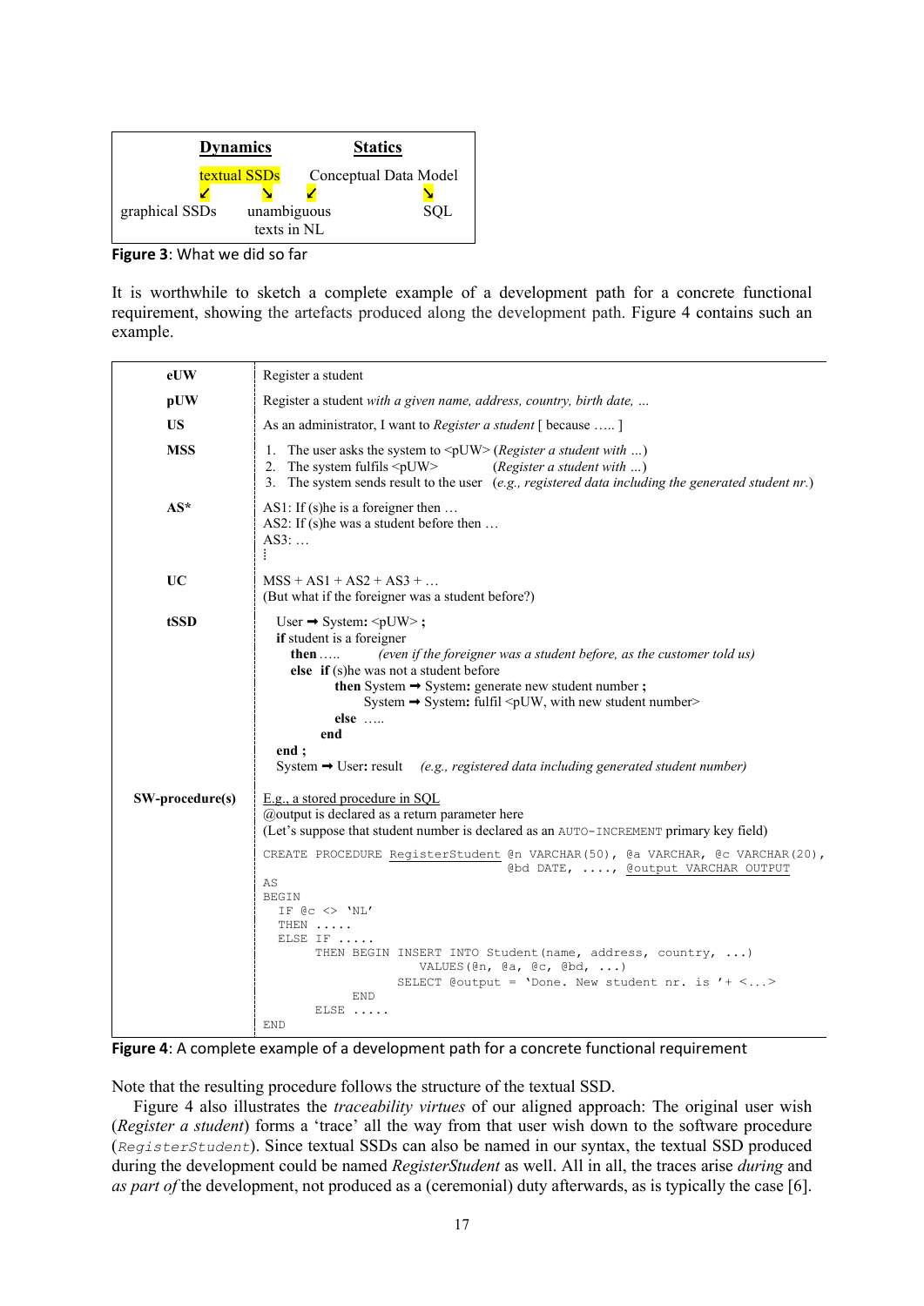| **Dynamics** | | **Statics** | |
|---|---|---|---|
| | textual SSDs | Conceptual Data Model | |
| | ↙ ↘ | ↙ | ↘ |
| graphical SSDs | unambiguous texts in NL | | SQL |

**Figure 3**: What we did so far

It is worthwhile to sketch a complete example of a development path for a concrete functional requirement, showing the artefacts produced along the development path. Figure 4 contains such an example.

| | |
|---|---|
| **eUW** | Register a student |
| **pUW** | Register a student *with a given name, address, country, birth date, …* |
| **US** | As an administrator, I want to *Register a student* [ because ….. ] |
| **MSS** | 1. The user asks the system to <pUW> (*Register a student with …*)<br>2. The system fulfils <pUW> (*Register a student with …*)<br>3. The system sends result to the user (*e.g., registered data including the generated student nr.*) |
| **AS*** | AS1: If (s)he is a foreigner then …<br>AS2: If (s)he was a student before then …<br>AS3: …<br>⋮ |
| **UC** | MSS + AS1 + AS2 + AS3 + …<br>(But what if the foreigner was a student before?) |
| **tSSD** | User ➡ System**:** <pUW> **;**<br>**if** student is a foreigner<br>**then** ….. (*even if the foreigner was a student before, as the customer told us)*<br>**else if** (s)he was not a student before<br>**then** System ➡ System**:** generate new student number **;**<br>System ➡ System**:** fulfil <pUW, with new student number><br>**else** …..<br>**end**<br>**end ;**<br>System ➡ User**:** result (*e.g., registered data including generated student number)* |
| **SW-procedure(s)** | E.g., a stored procedure in SQL<br>@output is declared as a return parameter here<br>(Let's suppose that student number is declared as an `AUTO-INCREMENT` primary key field) |

```
CREATE PROCEDURE RegisterStudent @n VARCHAR(50), @a VARCHAR, @c VARCHAR(20),
                                 @bd DATE, ...., @output VARCHAR OUTPUT
AS
BEGIN
  IF @c <> 'NL'
  THEN .....
  ELSE IF .....
       THEN BEGIN INSERT INTO Student(name, address, country, ...)
                  VALUES(@n, @a, @c, @bd, ...)
                  SELECT @output = 'Done. New student nr. is '+ <...>
            END
       ELSE .....
END
```

**Figure 4**: A complete example of a development path for a concrete functional requirement

Note that the resulting procedure follows the structure of the textual SSD.

Figure 4 also illustrates the *traceability virtues* of our aligned approach: The original user wish (*Register a student*) forms a 'trace' all the way from that user wish down to the software procedure (`RegisterStudent`). Since textual SSDs can also be named in our syntax, the textual SSD produced during the development could be named *RegisterStudent* as well. All in all, the traces arise *during* and *as part of* the development, not produced as a (ceremonial) duty afterwards, as is typically the case [6].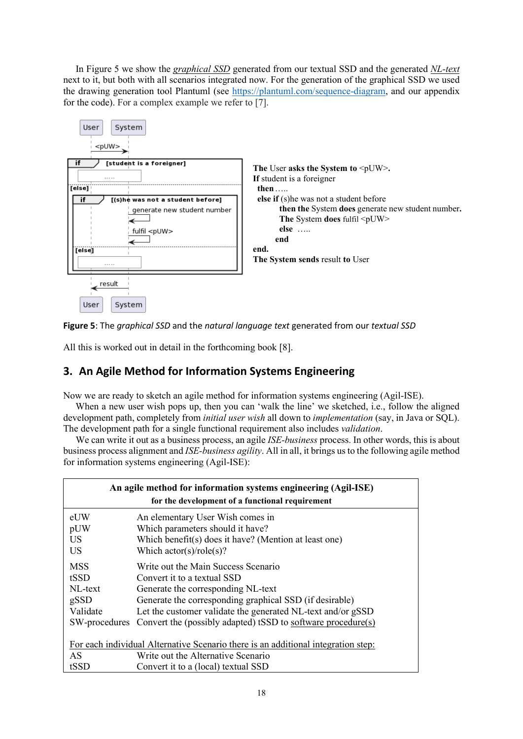In Figure 5 we show the *graphical SSD* generated from our textual SSD and the generated *NL-text* next to it, but both with all scenarios integrated now. For the generation of the graphical SSD we used the drawing generation tool Plantuml (see https://plantuml.com/sequence-diagram, and our appendix for the code). For a complex example we refer to [7].

User System

<pUW>

if [student is a foreigner]

.....

[else]

if [(s)he was not a student before]

generate new student number

fulfil <pUW>

[else]

.....

result

User System

**The** User **asks the System to** <pUW>.
**If** student is a foreigner
**then** .....
**else if** (s)he was not a student before
**then the** System **does** generate new student number**.**
**The** System **does** fulfil <pUW>
**else** .....
**end**
**end.**
**The System sends** result **to** User

**Figure 5**: The *graphical SSD* and the *natural language text* generated from our *textual SSD*

All this is worked out in detail in the forthcoming book [8].

## 3. An Agile Method for Information Systems Engineering

Now we are ready to sketch an agile method for information systems engineering (Agil-ISE).
When a new user wish pops up, then you can 'walk the line' we sketched, i.e., follow the aligned development path, completely from *initial user wish* all down to *implementation* (say, in Java or SQL). The development path for a single functional requirement also includes *validation*.
We can write it out as a business process, an agile *ISE-business* process. In other words, this is about business process alignment and *ISE-business agility*. All in all, it brings us to the following agile method for information systems engineering (Agil-ISE):

| **An agile method for information systems engineering (Agil-ISE)** **for the development of a functional requirement** | |
|---|---|
| eUW | An elementary User Wish comes in |
| pUW | Which parameters should it have? |
| US | Which benefit(s) does it have? (Mention at least one) |
| US | Which actor(s)/role(s)? |
| MSS | Write out the Main Success Scenario |
| tSSD | Convert it to a textual SSD |
| NL-text | Generate the corresponding NL-text |
| gSSD | Generate the corresponding graphical SSD (if desirable) |
| Validate | Let the customer validate the generated NL-text and/or gSSD |
| SW-procedures | Convert the (possibly adapted) tSSD to software procedure(s) |
| For each individual Alternative Scenario there is an additional integration step: | |
| AS | Write out the Alternative Scenario |
| tSSD | Convert it to a (local) textual SSD |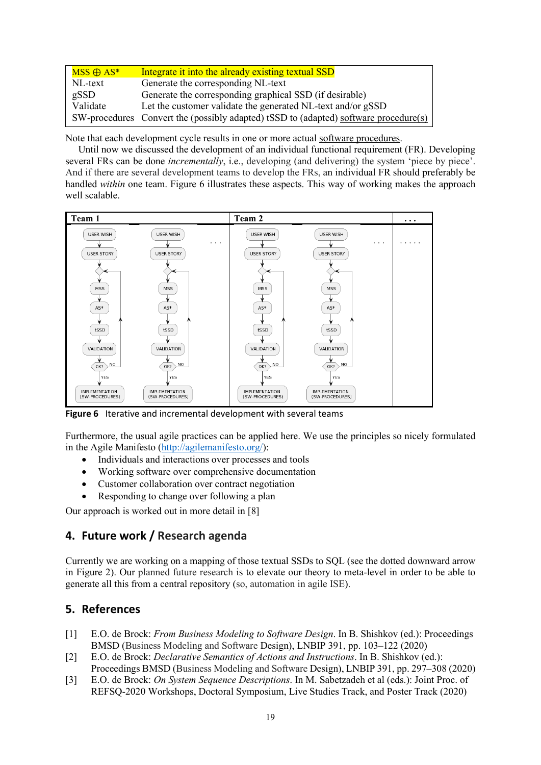| | |
|---|---|
| MSS ⊕ AS* | Integrate it into the already existing textual SSD |
| NL-text | Generate the corresponding NL-text |
| gSSD | Generate the corresponding graphical SSD (if desirable) |
| Validate | Let the customer validate the generated NL-text and/or gSSD |
| SW-procedures | Convert the (possibly adapted) tSSD to (adapted) software procedure(s) |

Note that each development cycle results in one or more actual software procedures.

Until now we discussed the development of an individual functional requirement (FR). Developing several FRs can be done *incrementally*, i.e., developing (and delivering) the system 'piece by piece'. And if there are several development teams to develop the FRs, an individual FR should preferably be handled *within* one team. Figure 6 illustrates these aspects. This way of working makes the approach well scalable.

Team 1
Team 2
. . .
USER WISH
USER STORY
MSS
AS*
tSSD
VALIDATION
OK?
NO
YES
IMPLEMENTATION (SW-PROCEDURES)

**Figure 6** Iterative and incremental development with several teams

Furthermore, the usual agile practices can be applied here. We use the principles so nicely formulated in the Agile Manifesto (http://agilemanifesto.org/):

- Individuals and interactions over processes and tools
- Working software over comprehensive documentation
- Customer collaboration over contract negotiation
- Responding to change over following a plan

Our approach is worked out in more detail in [8]

## 4. Future work / Research agenda

Currently we are working on a mapping of those textual SSDs to SQL (see the dotted downward arrow in Figure 2). Our planned future research is to elevate our theory to meta-level in order to be able to generate all this from a central repository (so, automation in agile ISE).

## 5. References

[1] E.O. de Brock: *From Business Modeling to Software Design*. In B. Shishkov (ed.): Proceedings BMSD (Business Modeling and Software Design), LNBIP 391, pp. 103–122 (2020)

[2] E.O. de Brock: *Declarative Semantics of Actions and Instructions*. In B. Shishkov (ed.): Proceedings BMSD (Business Modeling and Software Design), LNBIP 391, pp. 297–308 (2020)

[3] E.O. de Brock: *On System Sequence Descriptions*. In M. Sabetzadeh et al (eds.): Joint Proc. of REFSQ-2020 Workshops, Doctoral Symposium, Live Studies Track, and Poster Track (2020)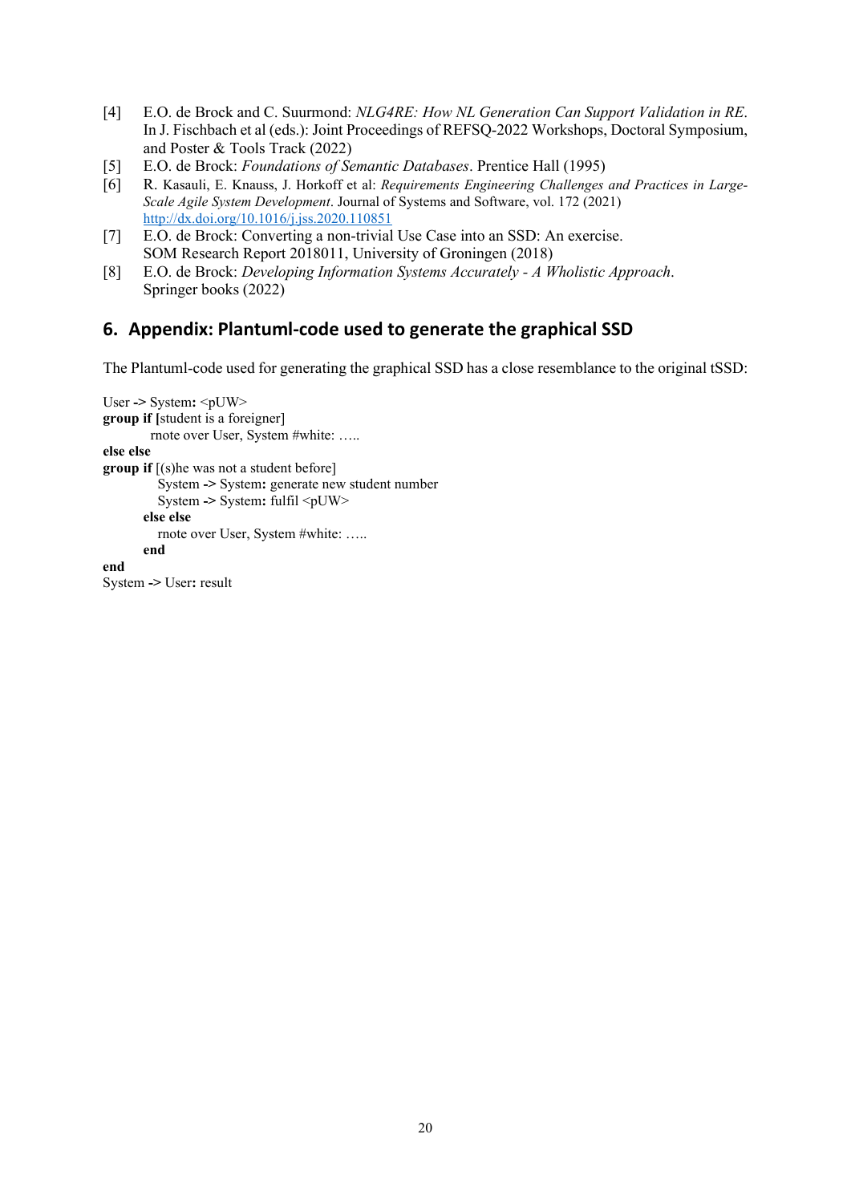[4] E.O. de Brock and C. Suurmond: *NLG4RE: How NL Generation Can Support Validation in RE*. In J. Fischbach et al (eds.): Joint Proceedings of REFSQ-2022 Workshops, Doctoral Symposium, and Poster & Tools Track (2022)

[5] E.O. de Brock: *Foundations of Semantic Databases*. Prentice Hall (1995)

[6] R. Kasauli, E. Knauss, J. Horkoff et al: *Requirements Engineering Challenges and Practices in Large-Scale Agile System Development*. Journal of Systems and Software, vol. 172 (2021) http://dx.doi.org/10.1016/j.jss.2020.110851

[7] E.O. de Brock: Converting a non-trivial Use Case into an SSD: An exercise. SOM Research Report 2018011, University of Groningen (2018)

[8] E.O. de Brock: *Developing Information Systems Accurately - A Wholistic Approach*. Springer books (2022)

## 6. Appendix: Plantuml-code used to generate the graphical SSD

The Plantuml-code used for generating the graphical SSD has a close resemblance to the original tSSD:

```
User -> System: <pUW>
group if [student is a foreigner]
        rnote over User, System #white: …..
else else
group if [(s)he was not a student before]
           System -> System: generate new student number
           System -> System: fulfil <pUW>
       else else
           rnote over User, System #white: …..
       end
end
System -> User: result
```